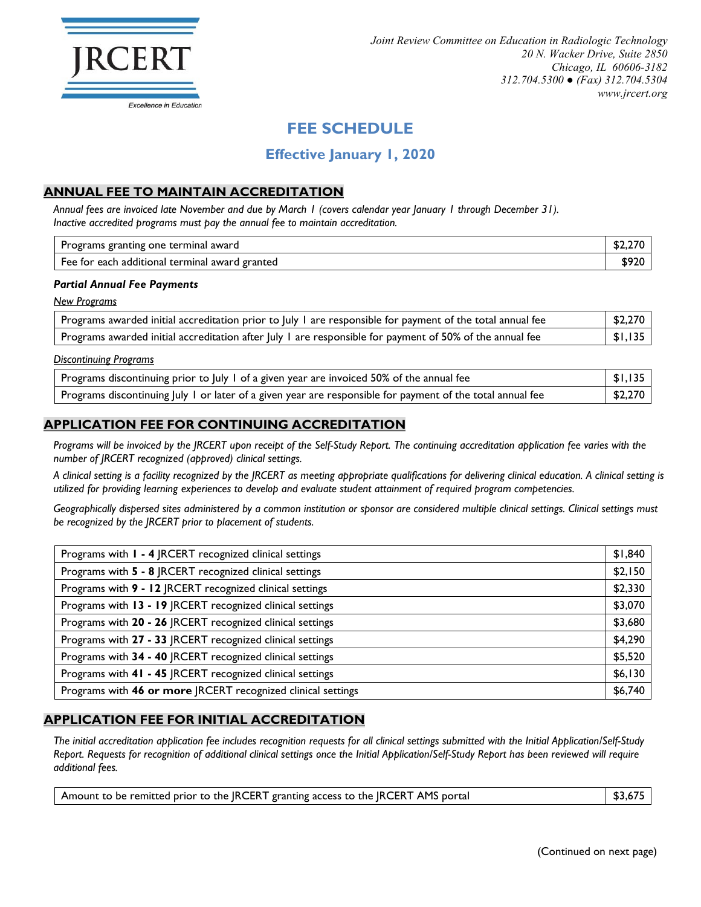JRCERT

Excellence in Education

*Joint Review Committee on Education in Radiologic Technology*
*20 N. Wacker Drive, Suite 2850*
*Chicago, IL 60606-3182*
*312.704.5300 ● (Fax) 312.704.5304*
*www.jrcert.org*

# FEE SCHEDULE

## Effective January 1, 2020

## ANNUAL FEE TO MAINTAIN ACCREDITATION

*Annual fees are invoiced late November and due by March 1 (covers calendar year January 1 through December 31). Inactive accredited programs must pay the annual fee to maintain accreditation.*

| | |
|---|---|
| Programs granting one terminal award | $2,270 |
| Fee for each additional terminal award granted | $920 |

### *Partial Annual Fee Payments*

*New Programs*

| | |
|---|---|
| Programs awarded initial accreditation prior to July 1 are responsible for payment of the total annual fee | $2,270 |
| Programs awarded initial accreditation after July 1 are responsible for payment of 50% of the annual fee | $1,135 |

*Discontinuing Programs*

| | |
|---|---|
| Programs discontinuing prior to July 1 of a given year are invoiced 50% of the annual fee | $1,135 |
| Programs discontinuing July 1 or later of a given year are responsible for payment of the total annual fee | $2,270 |

## APPLICATION FEE FOR CONTINUING ACCREDITATION

*Programs will be invoiced by the JRCERT upon receipt of the Self-Study Report. The continuing accreditation application fee varies with the number of JRCERT recognized (approved) clinical settings.*

*A clinical setting is a facility recognized by the JRCERT as meeting appropriate qualifications for delivering clinical education. A clinical setting is utilized for providing learning experiences to develop and evaluate student attainment of required program competencies.*

*Geographically dispersed sites administered by a common institution or sponsor are considered multiple clinical settings. Clinical settings must be recognized by the JRCERT prior to placement of students.*

| | |
|---|---|
| Programs with **1 - 4** JRCERT recognized clinical settings | $1,840 |
| Programs with **5 - 8** JRCERT recognized clinical settings | $2,150 |
| Programs with **9 - 12** JRCERT recognized clinical settings | $2,330 |
| Programs with **13 - 19** JRCERT recognized clinical settings | $3,070 |
| Programs with **20 - 26** JRCERT recognized clinical settings | $3,680 |
| Programs with **27 - 33** JRCERT recognized clinical settings | $4,290 |
| Programs with **34 - 40** JRCERT recognized clinical settings | $5,520 |
| Programs with **41 - 45** JRCERT recognized clinical settings | $6,130 |
| Programs with **46 or more** JRCERT recognized clinical settings | $6,740 |

## APPLICATION FEE FOR INITIAL ACCREDITATION

*The initial accreditation application fee includes recognition requests for all clinical settings submitted with the Initial Application/Self-Study Report. Requests for recognition of additional clinical settings once the Initial Application/Self-Study Report has been reviewed will require additional fees.*

| | |
|---|---|
| Amount to be remitted prior to the JRCERT granting access to the JRCERT AMS portal | $3,675 |

(Continued on next page)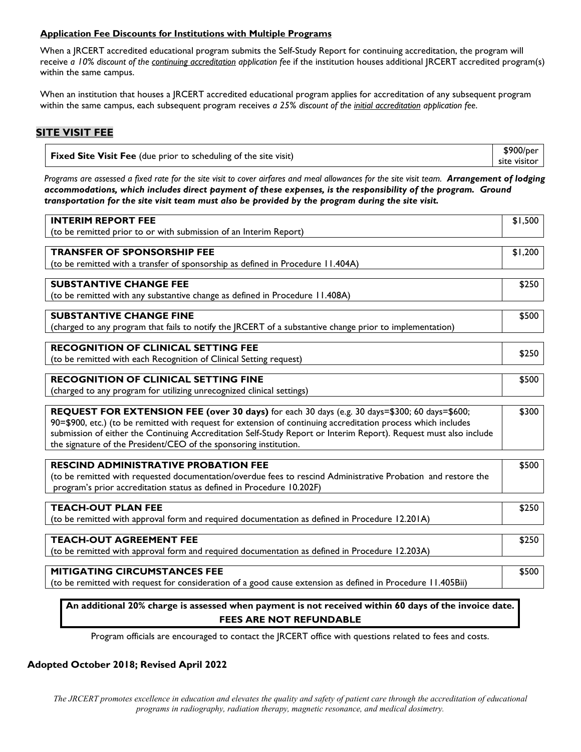**Application Fee Discounts for Institutions with Multiple Programs**

When a JRCERT accredited educational program submits the Self-Study Report for continuing accreditation, the program will receive *a 10% discount of the continuing accreditation application fee* if the institution houses additional JRCERT accredited program(s) within the same campus.

When an institution that houses a JRCERT accredited educational program applies for accreditation of any subsequent program within the same campus, each subsequent program receives *a 25% discount of the initial accreditation application fee.*

## SITE VISIT FEE

| | |
|---|---|
| **Fixed Site Visit Fee** (due prior to scheduling of the site visit) | $900/per site visitor |

*Programs are assessed a fixed rate for the site visit to cover airfares and meal allowances for the site visit team.* ***Arrangement of lodging accommodations, which includes direct payment of these expenses, is the responsibility of the program. Ground transportation for the site visit team must also be provided by the program during the site visit.***

| | |
|---|---|
| **INTERIM REPORT FEE**<br>(to be remitted prior to or with submission of an Interim Report) | $1,500 |
| **TRANSFER OF SPONSORSHIP FEE**<br>(to be remitted with a transfer of sponsorship as defined in Procedure 11.404A) | $1,200 |
| **SUBSTANTIVE CHANGE FEE**<br>(to be remitted with any substantive change as defined in Procedure 11.408A) | $250 |
| **SUBSTANTIVE CHANGE FINE**<br>(charged to any program that fails to notify the JRCERT of a substantive change prior to implementation) | $500 |
| **RECOGNITION OF CLINICAL SETTING FEE**<br>(to be remitted with each Recognition of Clinical Setting request) | $250 |
| **RECOGNITION OF CLINICAL SETTING FINE**<br>(charged to any program for utilizing unrecognized clinical settings) | $500 |
| **REQUEST FOR EXTENSION FEE (over 30 days)** for each 30 days (e.g. 30 days=$300; 60 days=$600; 90=$900, etc.) (to be remitted with request for extension of continuing accreditation process which includes submission of either the Continuing Accreditation Self-Study Report or Interim Report). Request must also include the signature of the President/CEO of the sponsoring institution. | $300 |
| **RESCIND ADMINISTRATIVE PROBATION FEE**<br>(to be remitted with requested documentation/overdue fees to rescind Administrative Probation and restore the program's prior accreditation status as defined in Procedure 10.202F) | $500 |
| **TEACH-OUT PLAN FEE**<br>(to be remitted with approval form and required documentation as defined in Procedure 12.201A) | $250 |
| **TEACH-OUT AGREEMENT FEE**<br>(to be remitted with approval form and required documentation as defined in Procedure 12.203A) | $250 |
| **MITIGATING CIRCUMSTANCES FEE**<br>(to be remitted with request for consideration of a good cause extension as defined in Procedure 11.405Bii) | $500 |

**An additional 20% charge is assessed when payment is not received within 60 days of the invoice date.**
**FEES ARE NOT REFUNDABLE**

Program officials are encouraged to contact the JRCERT office with questions related to fees and costs.

**Adopted October 2018; Revised April 2022**

*The JRCERT promotes excellence in education and elevates the quality and safety of patient care through the accreditation of educational programs in radiography, radiation therapy, magnetic resonance, and medical dosimetry.*